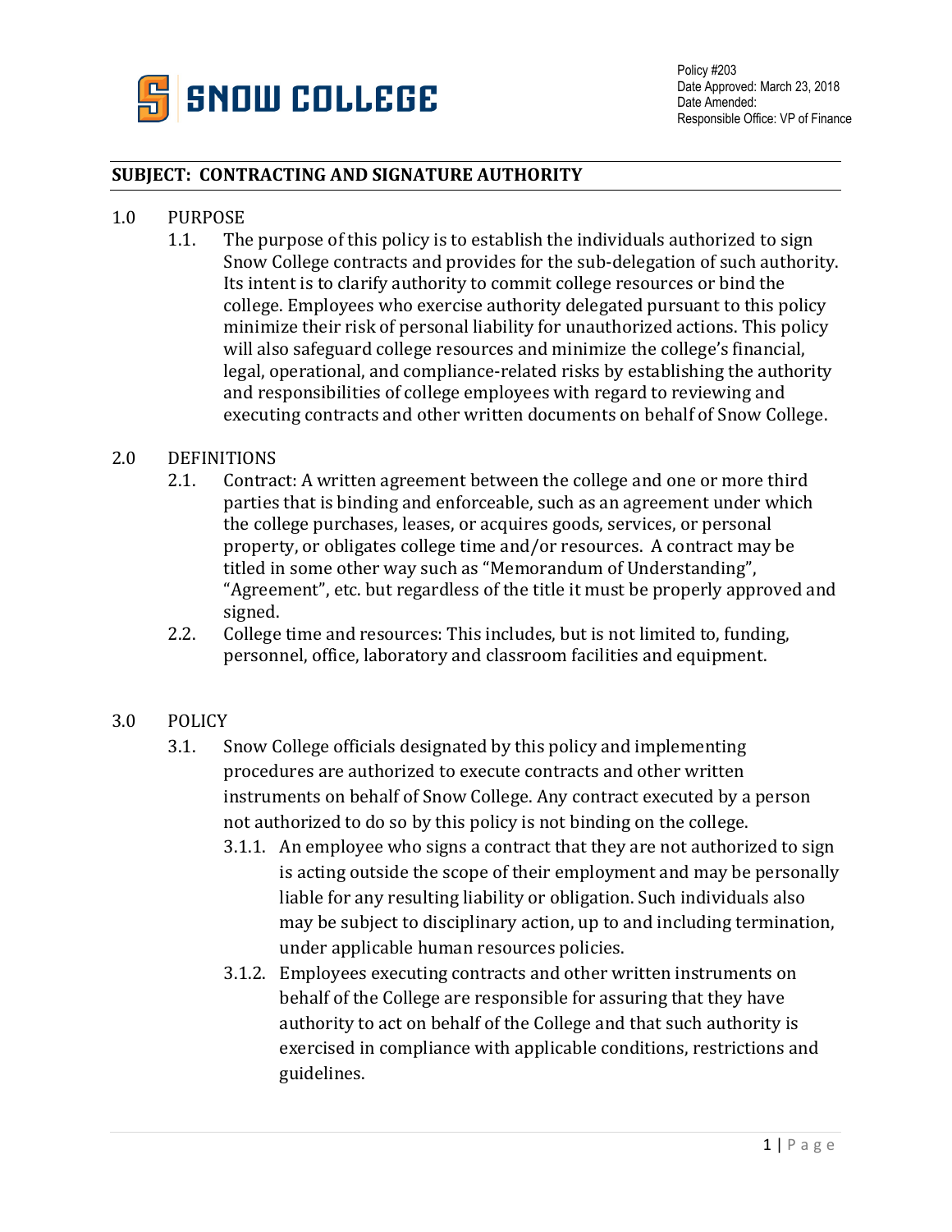SNOW COLLEGE

Policy #203
Date Approved: March 23, 2018
Date Amended:
Responsible Office: VP of Finance

## SUBJECT: CONTRACTING AND SIGNATURE AUTHORITY

1.0 PURPOSE

1.1. The purpose of this policy is to establish the individuals authorized to sign Snow College contracts and provides for the sub-delegation of such authority. Its intent is to clarify authority to commit college resources or bind the college. Employees who exercise authority delegated pursuant to this policy minimize their risk of personal liability for unauthorized actions. This policy will also safeguard college resources and minimize the college's financial, legal, operational, and compliance-related risks by establishing the authority and responsibilities of college employees with regard to reviewing and executing contracts and other written documents on behalf of Snow College.

2.0 DEFINITIONS

2.1. Contract: A written agreement between the college and one or more third parties that is binding and enforceable, such as an agreement under which the college purchases, leases, or acquires goods, services, or personal property, or obligates college time and/or resources. A contract may be titled in some other way such as "Memorandum of Understanding", "Agreement", etc. but regardless of the title it must be properly approved and signed.

2.2. College time and resources: This includes, but is not limited to, funding, personnel, office, laboratory and classroom facilities and equipment.

3.0 POLICY

3.1. Snow College officials designated by this policy and implementing procedures are authorized to execute contracts and other written instruments on behalf of Snow College. Any contract executed by a person not authorized to do so by this policy is not binding on the college.

3.1.1. An employee who signs a contract that they are not authorized to sign is acting outside the scope of their employment and may be personally liable for any resulting liability or obligation. Such individuals also may be subject to disciplinary action, up to and including termination, under applicable human resources policies.

3.1.2. Employees executing contracts and other written instruments on behalf of the College are responsible for assuring that they have authority to act on behalf of the College and that such authority is exercised in compliance with applicable conditions, restrictions and guidelines.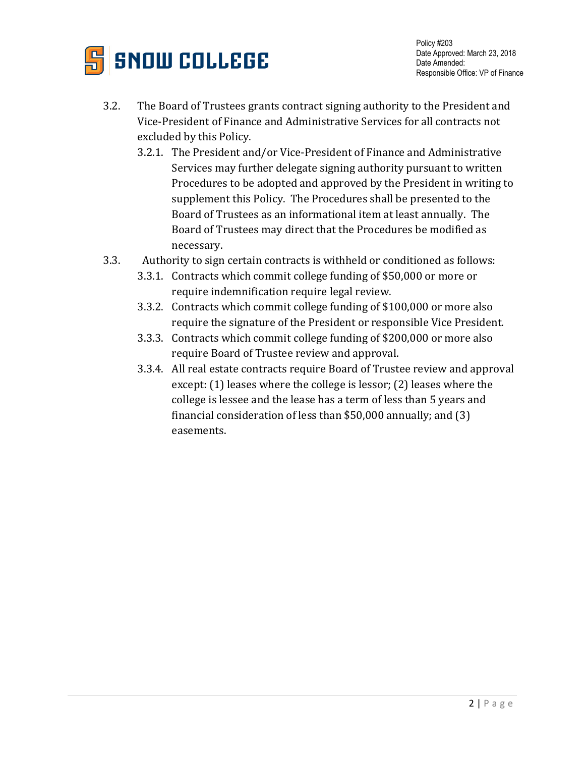3.2. The Board of Trustees grants contract signing authority to the President and Vice-President of Finance and Administrative Services for all contracts not excluded by this Policy.

- 3.2.1. The President and/or Vice-President of Finance and Administrative Services may further delegate signing authority pursuant to written Procedures to be adopted and approved by the President in writing to supplement this Policy. The Procedures shall be presented to the Board of Trustees as an informational item at least annually. The Board of Trustees may direct that the Procedures be modified as necessary.

3.3. Authority to sign certain contracts is withheld or conditioned as follows:

- 3.3.1. Contracts which commit college funding of $50,000 or more or require indemnification require legal review.
- 3.3.2. Contracts which commit college funding of $100,000 or more also require the signature of the President or responsible Vice President.
- 3.3.3. Contracts which commit college funding of $200,000 or more also require Board of Trustee review and approval.
- 3.3.4. All real estate contracts require Board of Trustee review and approval except: (1) leases where the college is lessor; (2) leases where the college is lessee and the lease has a term of less than 5 years and financial consideration of less than $50,000 annually; and (3) easements.